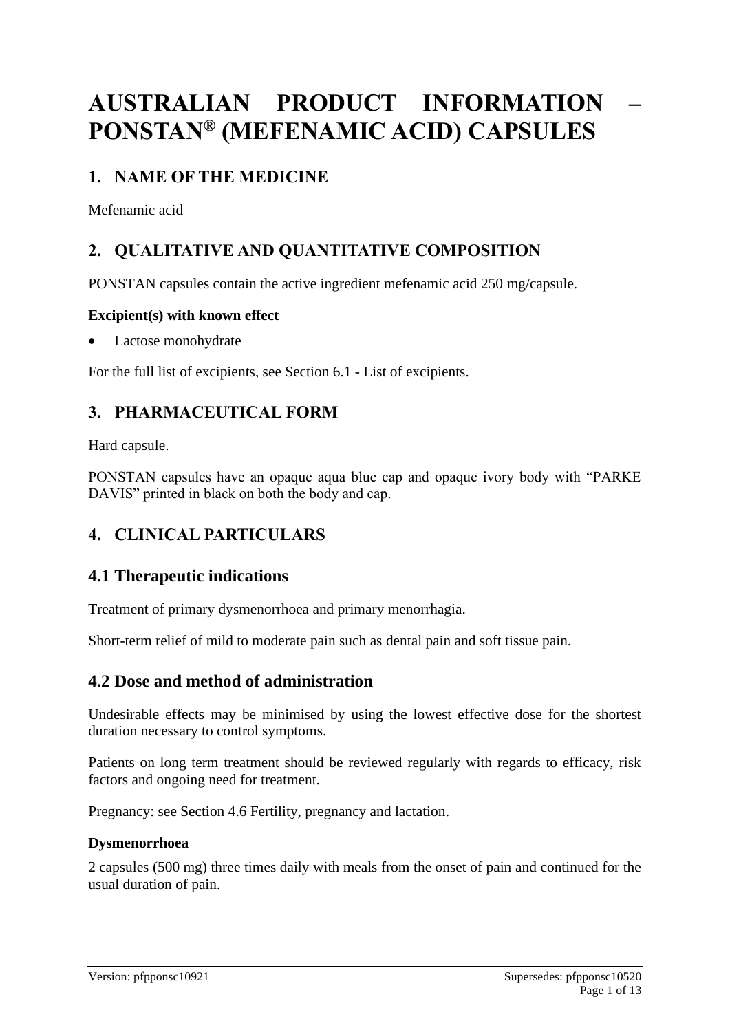# AUSTRALIAN PRODUCT INFORMATION – PONSTAN® (MEFENAMIC ACID) CAPSULES

## 1. NAME OF THE MEDICINE

Mefenamic acid

## 2. QUALITATIVE AND QUANTITATIVE COMPOSITION

PONSTAN capsules contain the active ingredient mefenamic acid 250 mg/capsule.

**Excipient(s) with known effect**

- Lactose monohydrate

For the full list of excipients, see Section 6.1 - List of excipients.

## 3. PHARMACEUTICAL FORM

Hard capsule.

PONSTAN capsules have an opaque aqua blue cap and opaque ivory body with "PARKE DAVIS" printed in black on both the body and cap.

## 4. CLINICAL PARTICULARS

### 4.1 Therapeutic indications

Treatment of primary dysmenorrhoea and primary menorrhagia.

Short-term relief of mild to moderate pain such as dental pain and soft tissue pain.

### 4.2 Dose and method of administration

Undesirable effects may be minimised by using the lowest effective dose for the shortest duration necessary to control symptoms.

Patients on long term treatment should be reviewed regularly with regards to efficacy, risk factors and ongoing need for treatment.

Pregnancy: see Section 4.6 Fertility, pregnancy and lactation.

**Dysmenorrhoea**

2 capsules (500 mg) three times daily with meals from the onset of pain and continued for the usual duration of pain.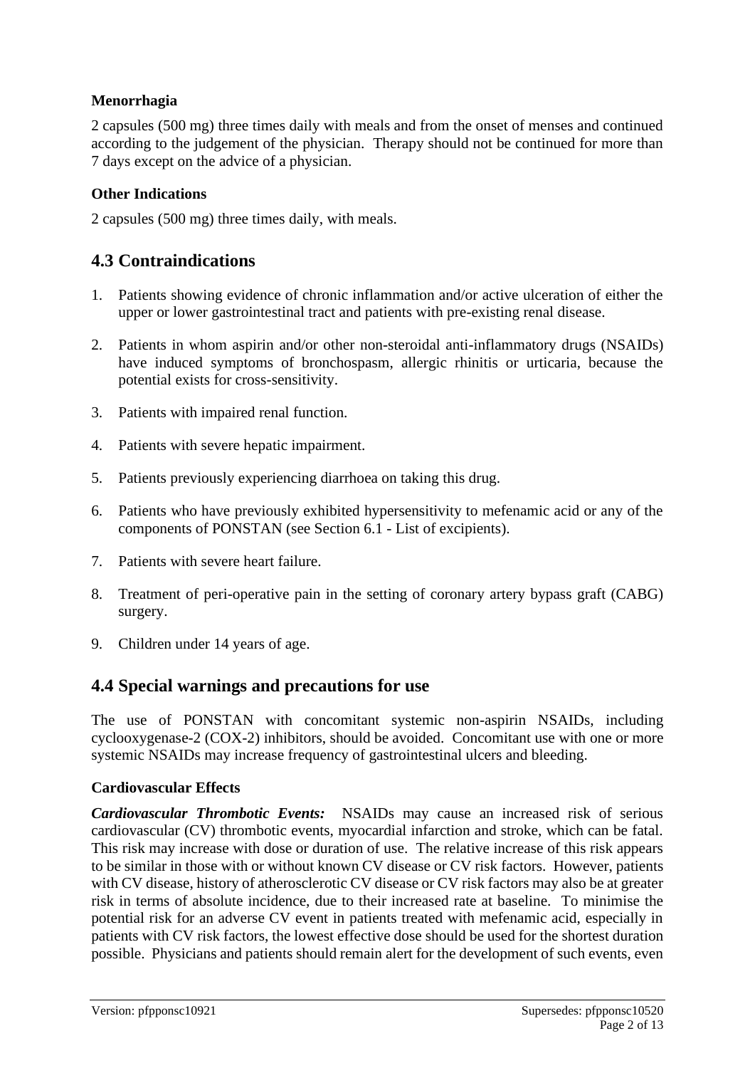### Menorrhagia

2 capsules (500 mg) three times daily with meals and from the onset of menses and continued according to the judgement of the physician. Therapy should not be continued for more than 7 days except on the advice of a physician.

### Other Indications

2 capsules (500 mg) three times daily, with meals.

## 4.3 Contraindications

1. Patients showing evidence of chronic inflammation and/or active ulceration of either the upper or lower gastrointestinal tract and patients with pre-existing renal disease.
2. Patients in whom aspirin and/or other non-steroidal anti-inflammatory drugs (NSAIDs) have induced symptoms of bronchospasm, allergic rhinitis or urticaria, because the potential exists for cross-sensitivity.
3. Patients with impaired renal function.
4. Patients with severe hepatic impairment.
5. Patients previously experiencing diarrhoea on taking this drug.
6. Patients who have previously exhibited hypersensitivity to mefenamic acid or any of the components of PONSTAN (see Section 6.1 - List of excipients).
7. Patients with severe heart failure.
8. Treatment of peri-operative pain in the setting of coronary artery bypass graft (CABG) surgery.
9. Children under 14 years of age.

## 4.4 Special warnings and precautions for use

The use of PONSTAN with concomitant systemic non-aspirin NSAIDs, including cyclooxygenase-2 (COX-2) inhibitors, should be avoided. Concomitant use with one or more systemic NSAIDs may increase frequency of gastrointestinal ulcers and bleeding.

### Cardiovascular Effects

***Cardiovascular Thrombotic Events:*** NSAIDs may cause an increased risk of serious cardiovascular (CV) thrombotic events, myocardial infarction and stroke, which can be fatal. This risk may increase with dose or duration of use. The relative increase of this risk appears to be similar in those with or without known CV disease or CV risk factors. However, patients with CV disease, history of atherosclerotic CV disease or CV risk factors may also be at greater risk in terms of absolute incidence, due to their increased rate at baseline. To minimise the potential risk for an adverse CV event in patients treated with mefenamic acid, especially in patients with CV risk factors, the lowest effective dose should be used for the shortest duration possible. Physicians and patients should remain alert for the development of such events, even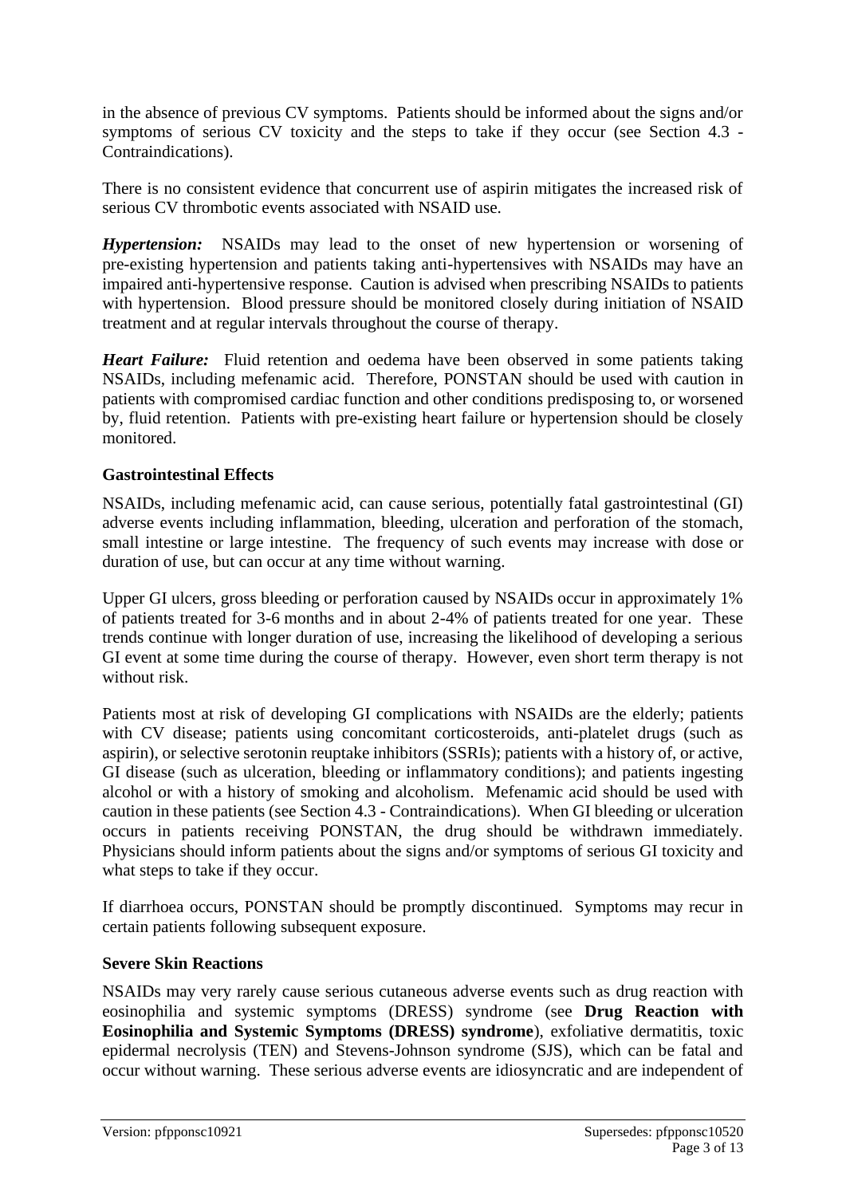in the absence of previous CV symptoms. Patients should be informed about the signs and/or symptoms of serious CV toxicity and the steps to take if they occur (see Section 4.3 - Contraindications).

There is no consistent evidence that concurrent use of aspirin mitigates the increased risk of serious CV thrombotic events associated with NSAID use.

***Hypertension:*** NSAIDs may lead to the onset of new hypertension or worsening of pre-existing hypertension and patients taking anti-hypertensives with NSAIDs may have an impaired anti-hypertensive response. Caution is advised when prescribing NSAIDs to patients with hypertension. Blood pressure should be monitored closely during initiation of NSAID treatment and at regular intervals throughout the course of therapy.

***Heart Failure:*** Fluid retention and oedema have been observed in some patients taking NSAIDs, including mefenamic acid. Therefore, PONSTAN should be used with caution in patients with compromised cardiac function and other conditions predisposing to, or worsened by, fluid retention. Patients with pre-existing heart failure or hypertension should be closely monitored.

**Gastrointestinal Effects**

NSAIDs, including mefenamic acid, can cause serious, potentially fatal gastrointestinal (GI) adverse events including inflammation, bleeding, ulceration and perforation of the stomach, small intestine or large intestine. The frequency of such events may increase with dose or duration of use, but can occur at any time without warning.

Upper GI ulcers, gross bleeding or perforation caused by NSAIDs occur in approximately 1% of patients treated for 3-6 months and in about 2-4% of patients treated for one year. These trends continue with longer duration of use, increasing the likelihood of developing a serious GI event at some time during the course of therapy. However, even short term therapy is not without risk.

Patients most at risk of developing GI complications with NSAIDs are the elderly; patients with CV disease; patients using concomitant corticosteroids, anti-platelet drugs (such as aspirin), or selective serotonin reuptake inhibitors (SSRIs); patients with a history of, or active, GI disease (such as ulceration, bleeding or inflammatory conditions); and patients ingesting alcohol or with a history of smoking and alcoholism. Mefenamic acid should be used with caution in these patients (see Section 4.3 - Contraindications). When GI bleeding or ulceration occurs in patients receiving PONSTAN, the drug should be withdrawn immediately. Physicians should inform patients about the signs and/or symptoms of serious GI toxicity and what steps to take if they occur.

If diarrhoea occurs, PONSTAN should be promptly discontinued. Symptoms may recur in certain patients following subsequent exposure.

**Severe Skin Reactions**

NSAIDs may very rarely cause serious cutaneous adverse events such as drug reaction with eosinophilia and systemic symptoms (DRESS) syndrome (see **Drug Reaction with Eosinophilia and Systemic Symptoms (DRESS) syndrome**), exfoliative dermatitis, toxic epidermal necrolysis (TEN) and Stevens-Johnson syndrome (SJS), which can be fatal and occur without warning. These serious adverse events are idiosyncratic and are independent of

Version: pfpponsc10921 Supersedes: pfpponsc10520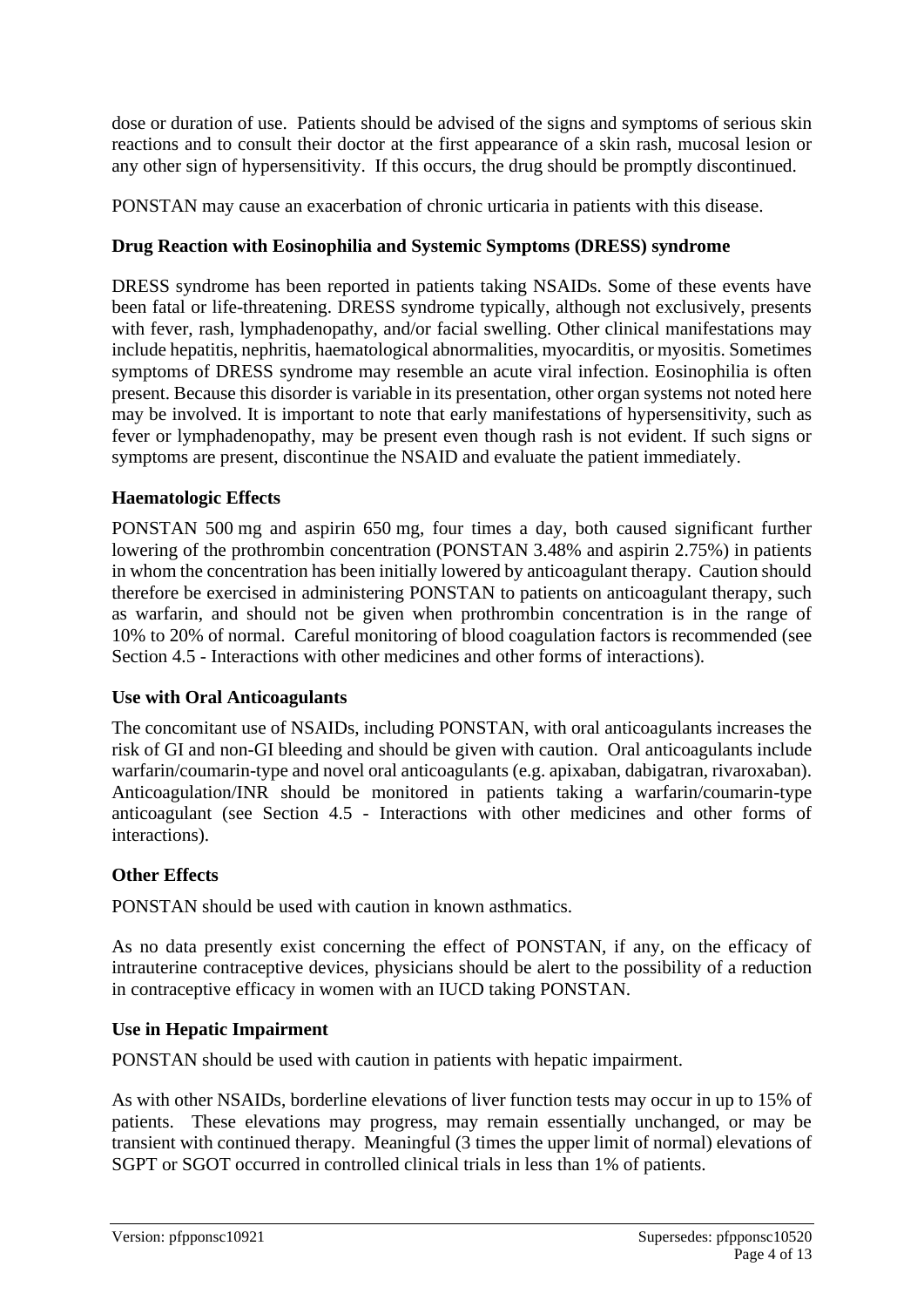dose or duration of use. Patients should be advised of the signs and symptoms of serious skin reactions and to consult their doctor at the first appearance of a skin rash, mucosal lesion or any other sign of hypersensitivity. If this occurs, the drug should be promptly discontinued.

PONSTAN may cause an exacerbation of chronic urticaria in patients with this disease.

**Drug Reaction with Eosinophilia and Systemic Symptoms (DRESS) syndrome**

DRESS syndrome has been reported in patients taking NSAIDs. Some of these events have been fatal or life-threatening. DRESS syndrome typically, although not exclusively, presents with fever, rash, lymphadenopathy, and/or facial swelling. Other clinical manifestations may include hepatitis, nephritis, haematological abnormalities, myocarditis, or myositis. Sometimes symptoms of DRESS syndrome may resemble an acute viral infection. Eosinophilia is often present. Because this disorder is variable in its presentation, other organ systems not noted here may be involved. It is important to note that early manifestations of hypersensitivity, such as fever or lymphadenopathy, may be present even though rash is not evident. If such signs or symptoms are present, discontinue the NSAID and evaluate the patient immediately.

**Haematologic Effects**

PONSTAN 500 mg and aspirin 650 mg, four times a day, both caused significant further lowering of the prothrombin concentration (PONSTAN 3.48% and aspirin 2.75%) in patients in whom the concentration has been initially lowered by anticoagulant therapy. Caution should therefore be exercised in administering PONSTAN to patients on anticoagulant therapy, such as warfarin, and should not be given when prothrombin concentration is in the range of 10% to 20% of normal. Careful monitoring of blood coagulation factors is recommended (see Section 4.5 - Interactions with other medicines and other forms of interactions).

**Use with Oral Anticoagulants**

The concomitant use of NSAIDs, including PONSTAN, with oral anticoagulants increases the risk of GI and non-GI bleeding and should be given with caution. Oral anticoagulants include warfarin/coumarin-type and novel oral anticoagulants (e.g. apixaban, dabigatran, rivaroxaban). Anticoagulation/INR should be monitored in patients taking a warfarin/coumarin-type anticoagulant (see Section 4.5 - Interactions with other medicines and other forms of interactions).

**Other Effects**

PONSTAN should be used with caution in known asthmatics.

As no data presently exist concerning the effect of PONSTAN, if any, on the efficacy of intrauterine contraceptive devices, physicians should be alert to the possibility of a reduction in contraceptive efficacy in women with an IUCD taking PONSTAN.

**Use in Hepatic Impairment**

PONSTAN should be used with caution in patients with hepatic impairment.

As with other NSAIDs, borderline elevations of liver function tests may occur in up to 15% of patients. These elevations may progress, may remain essentially unchanged, or may be transient with continued therapy. Meaningful (3 times the upper limit of normal) elevations of SGPT or SGOT occurred in controlled clinical trials in less than 1% of patients.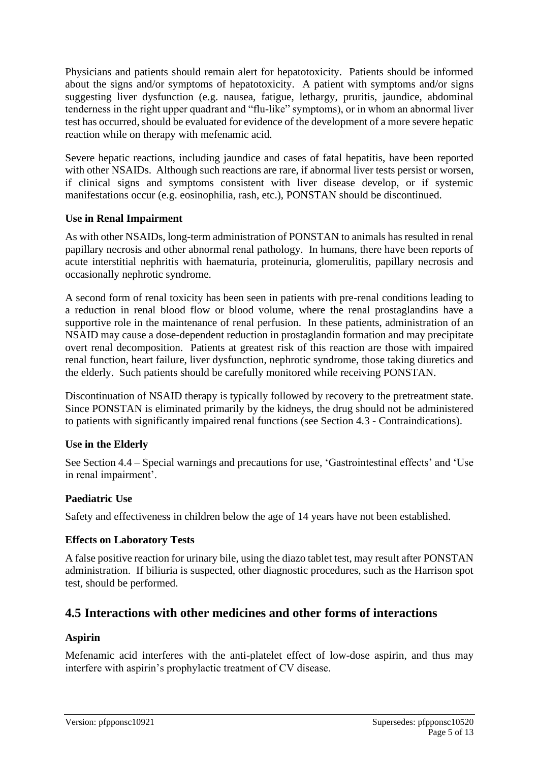Physicians and patients should remain alert for hepatotoxicity. Patients should be informed about the signs and/or symptoms of hepatotoxicity. A patient with symptoms and/or signs suggesting liver dysfunction (e.g. nausea, fatigue, lethargy, pruritis, jaundice, abdominal tenderness in the right upper quadrant and "flu-like" symptoms), or in whom an abnormal liver test has occurred, should be evaluated for evidence of the development of a more severe hepatic reaction while on therapy with mefenamic acid.

Severe hepatic reactions, including jaundice and cases of fatal hepatitis, have been reported with other NSAIDs. Although such reactions are rare, if abnormal liver tests persist or worsen, if clinical signs and symptoms consistent with liver disease develop, or if systemic manifestations occur (e.g. eosinophilia, rash, etc.), PONSTAN should be discontinued.

### Use in Renal Impairment

As with other NSAIDs, long-term administration of PONSTAN to animals has resulted in renal papillary necrosis and other abnormal renal pathology. In humans, there have been reports of acute interstitial nephritis with haematuria, proteinuria, glomerulitis, papillary necrosis and occasionally nephrotic syndrome.

A second form of renal toxicity has been seen in patients with pre-renal conditions leading to a reduction in renal blood flow or blood volume, where the renal prostaglandins have a supportive role in the maintenance of renal perfusion. In these patients, administration of an NSAID may cause a dose-dependent reduction in prostaglandin formation and may precipitate overt renal decomposition. Patients at greatest risk of this reaction are those with impaired renal function, heart failure, liver dysfunction, nephrotic syndrome, those taking diuretics and the elderly. Such patients should be carefully monitored while receiving PONSTAN.

Discontinuation of NSAID therapy is typically followed by recovery to the pretreatment state. Since PONSTAN is eliminated primarily by the kidneys, the drug should not be administered to patients with significantly impaired renal functions (see Section 4.3 - Contraindications).

### Use in the Elderly

See Section 4.4 – Special warnings and precautions for use, 'Gastrointestinal effects' and 'Use in renal impairment'.

### Paediatric Use

Safety and effectiveness in children below the age of 14 years have not been established.

### Effects on Laboratory Tests

A false positive reaction for urinary bile, using the diazo tablet test, may result after PONSTAN administration. If biliuria is suspected, other diagnostic procedures, such as the Harrison spot test, should be performed.

## 4.5 Interactions with other medicines and other forms of interactions

### Aspirin

Mefenamic acid interferes with the anti-platelet effect of low-dose aspirin, and thus may interfere with aspirin's prophylactic treatment of CV disease.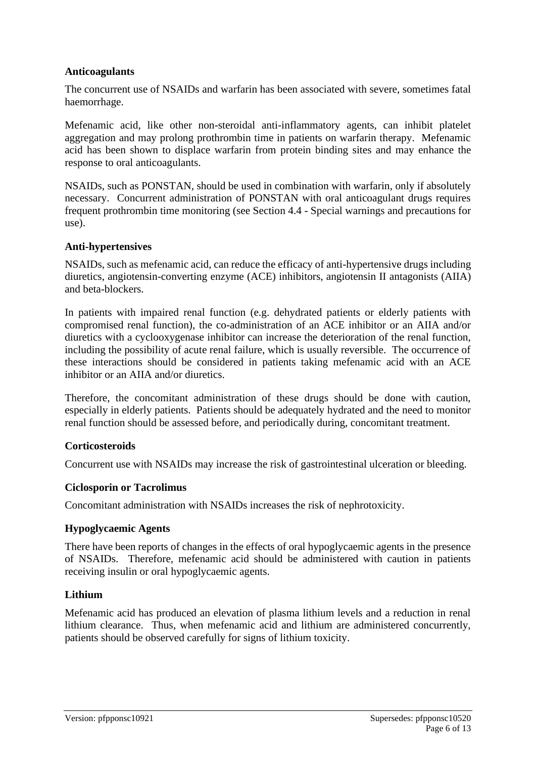**Anticoagulants**

The concurrent use of NSAIDs and warfarin has been associated with severe, sometimes fatal haemorrhage.

Mefenamic acid, like other non-steroidal anti-inflammatory agents, can inhibit platelet aggregation and may prolong prothrombin time in patients on warfarin therapy. Mefenamic acid has been shown to displace warfarin from protein binding sites and may enhance the response to oral anticoagulants.

NSAIDs, such as PONSTAN, should be used in combination with warfarin, only if absolutely necessary. Concurrent administration of PONSTAN with oral anticoagulant drugs requires frequent prothrombin time monitoring (see Section 4.4 - Special warnings and precautions for use).

**Anti-hypertensives**

NSAIDs, such as mefenamic acid, can reduce the efficacy of anti-hypertensive drugs including diuretics, angiotensin-converting enzyme (ACE) inhibitors, angiotensin II antagonists (AIIA) and beta-blockers.

In patients with impaired renal function (e.g. dehydrated patients or elderly patients with compromised renal function), the co-administration of an ACE inhibitor or an AIIA and/or diuretics with a cyclooxygenase inhibitor can increase the deterioration of the renal function, including the possibility of acute renal failure, which is usually reversible. The occurrence of these interactions should be considered in patients taking mefenamic acid with an ACE inhibitor or an AIIA and/or diuretics.

Therefore, the concomitant administration of these drugs should be done with caution, especially in elderly patients. Patients should be adequately hydrated and the need to monitor renal function should be assessed before, and periodically during, concomitant treatment.

**Corticosteroids**

Concurrent use with NSAIDs may increase the risk of gastrointestinal ulceration or bleeding.

**Ciclosporin or Tacrolimus**

Concomitant administration with NSAIDs increases the risk of nephrotoxicity.

**Hypoglycaemic Agents**

There have been reports of changes in the effects of oral hypoglycaemic agents in the presence of NSAIDs. Therefore, mefenamic acid should be administered with caution in patients receiving insulin or oral hypoglycaemic agents.

**Lithium**

Mefenamic acid has produced an elevation of plasma lithium levels and a reduction in renal lithium clearance. Thus, when mefenamic acid and lithium are administered concurrently, patients should be observed carefully for signs of lithium toxicity.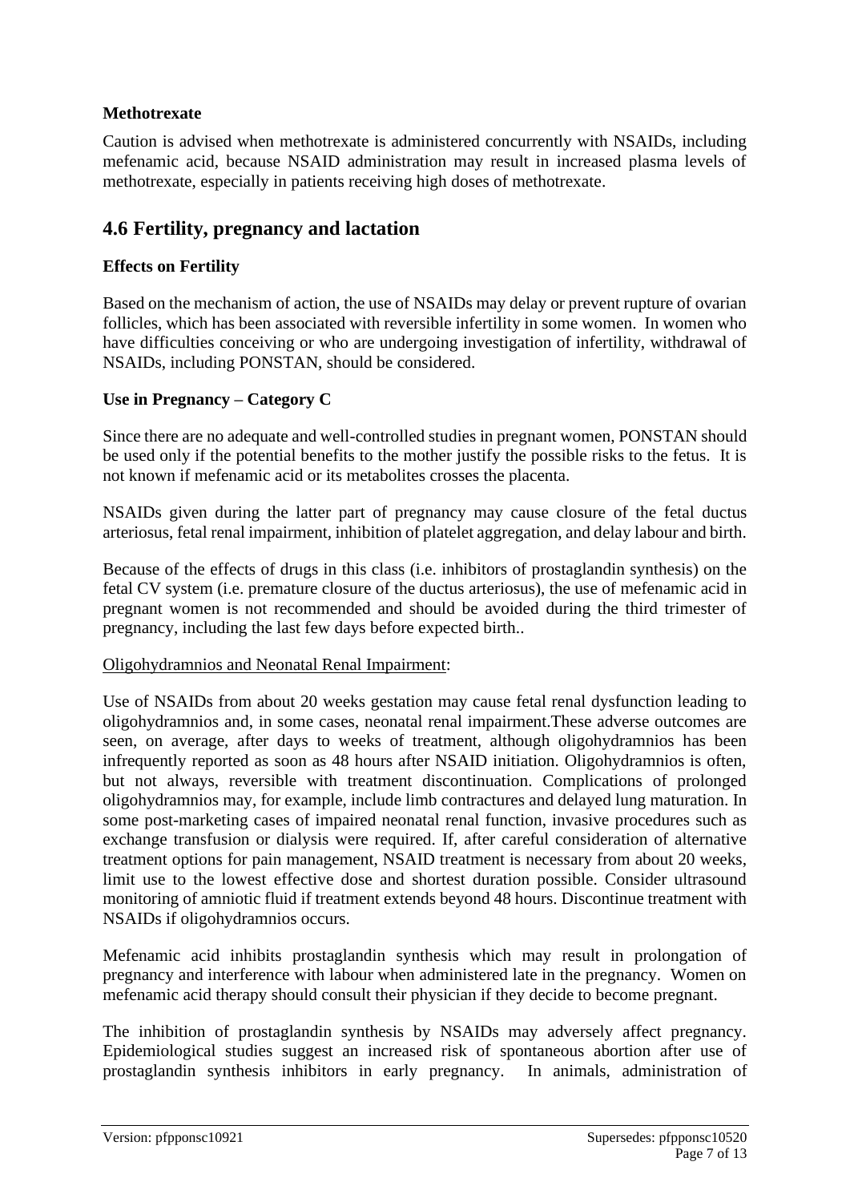### Methotrexate

Caution is advised when methotrexate is administered concurrently with NSAIDs, including mefenamic acid, because NSAID administration may result in increased plasma levels of methotrexate, especially in patients receiving high doses of methotrexate.

## 4.6 Fertility, pregnancy and lactation

### Effects on Fertility

Based on the mechanism of action, the use of NSAIDs may delay or prevent rupture of ovarian follicles, which has been associated with reversible infertility in some women. In women who have difficulties conceiving or who are undergoing investigation of infertility, withdrawal of NSAIDs, including PONSTAN, should be considered.

### Use in Pregnancy – Category C

Since there are no adequate and well-controlled studies in pregnant women, PONSTAN should be used only if the potential benefits to the mother justify the possible risks to the fetus. It is not known if mefenamic acid or its metabolites crosses the placenta.

NSAIDs given during the latter part of pregnancy may cause closure of the fetal ductus arteriosus, fetal renal impairment, inhibition of platelet aggregation, and delay labour and birth.

Because of the effects of drugs in this class (i.e. inhibitors of prostaglandin synthesis) on the fetal CV system (i.e. premature closure of the ductus arteriosus), the use of mefenamic acid in pregnant women is not recommended and should be avoided during the third trimester of pregnancy, including the last few days before expected birth..

Oligohydramnios and Neonatal Renal Impairment:

Use of NSAIDs from about 20 weeks gestation may cause fetal renal dysfunction leading to oligohydramnios and, in some cases, neonatal renal impairment.These adverse outcomes are seen, on average, after days to weeks of treatment, although oligohydramnios has been infrequently reported as soon as 48 hours after NSAID initiation. Oligohydramnios is often, but not always, reversible with treatment discontinuation. Complications of prolonged oligohydramnios may, for example, include limb contractures and delayed lung maturation. In some post-marketing cases of impaired neonatal renal function, invasive procedures such as exchange transfusion or dialysis were required. If, after careful consideration of alternative treatment options for pain management, NSAID treatment is necessary from about 20 weeks, limit use to the lowest effective dose and shortest duration possible. Consider ultrasound monitoring of amniotic fluid if treatment extends beyond 48 hours. Discontinue treatment with NSAIDs if oligohydramnios occurs.

Mefenamic acid inhibits prostaglandin synthesis which may result in prolongation of pregnancy and interference with labour when administered late in the pregnancy. Women on mefenamic acid therapy should consult their physician if they decide to become pregnant.

The inhibition of prostaglandin synthesis by NSAIDs may adversely affect pregnancy. Epidemiological studies suggest an increased risk of spontaneous abortion after use of prostaglandin synthesis inhibitors in early pregnancy. In animals, administration of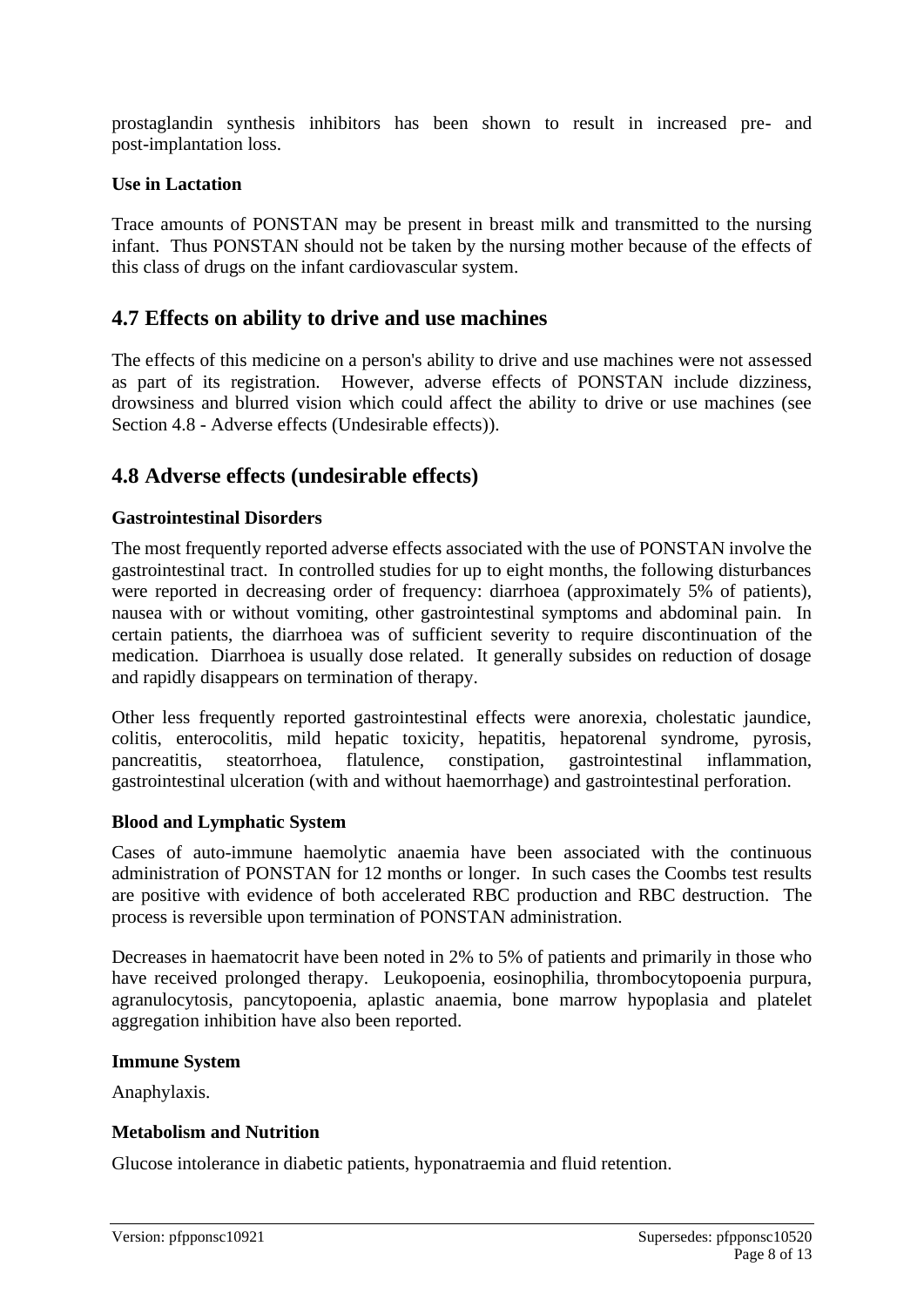prostaglandin synthesis inhibitors has been shown to result in increased pre- and post-implantation loss.

**Use in Lactation**

Trace amounts of PONSTAN may be present in breast milk and transmitted to the nursing infant. Thus PONSTAN should not be taken by the nursing mother because of the effects of this class of drugs on the infant cardiovascular system.

## 4.7 Effects on ability to drive and use machines

The effects of this medicine on a person's ability to drive and use machines were not assessed as part of its registration. However, adverse effects of PONSTAN include dizziness, drowsiness and blurred vision which could affect the ability to drive or use machines (see Section 4.8 - Adverse effects (Undesirable effects)).

## 4.8 Adverse effects (undesirable effects)

**Gastrointestinal Disorders**

The most frequently reported adverse effects associated with the use of PONSTAN involve the gastrointestinal tract. In controlled studies for up to eight months, the following disturbances were reported in decreasing order of frequency: diarrhoea (approximately 5% of patients), nausea with or without vomiting, other gastrointestinal symptoms and abdominal pain. In certain patients, the diarrhoea was of sufficient severity to require discontinuation of the medication. Diarrhoea is usually dose related. It generally subsides on reduction of dosage and rapidly disappears on termination of therapy.

Other less frequently reported gastrointestinal effects were anorexia, cholestatic jaundice, colitis, enterocolitis, mild hepatic toxicity, hepatitis, hepatorenal syndrome, pyrosis, pancreatitis, steatorrhoea, flatulence, constipation, gastrointestinal inflammation, gastrointestinal ulceration (with and without haemorrhage) and gastrointestinal perforation.

**Blood and Lymphatic System**

Cases of auto-immune haemolytic anaemia have been associated with the continuous administration of PONSTAN for 12 months or longer. In such cases the Coombs test results are positive with evidence of both accelerated RBC production and RBC destruction. The process is reversible upon termination of PONSTAN administration.

Decreases in haematocrit have been noted in 2% to 5% of patients and primarily in those who have received prolonged therapy. Leukopoenia, eosinophilia, thrombocytopoenia purpura, agranulocytosis, pancytopoenia, aplastic anaemia, bone marrow hypoplasia and platelet aggregation inhibition have also been reported.

**Immune System**

Anaphylaxis.

**Metabolism and Nutrition**

Glucose intolerance in diabetic patients, hyponatraemia and fluid retention.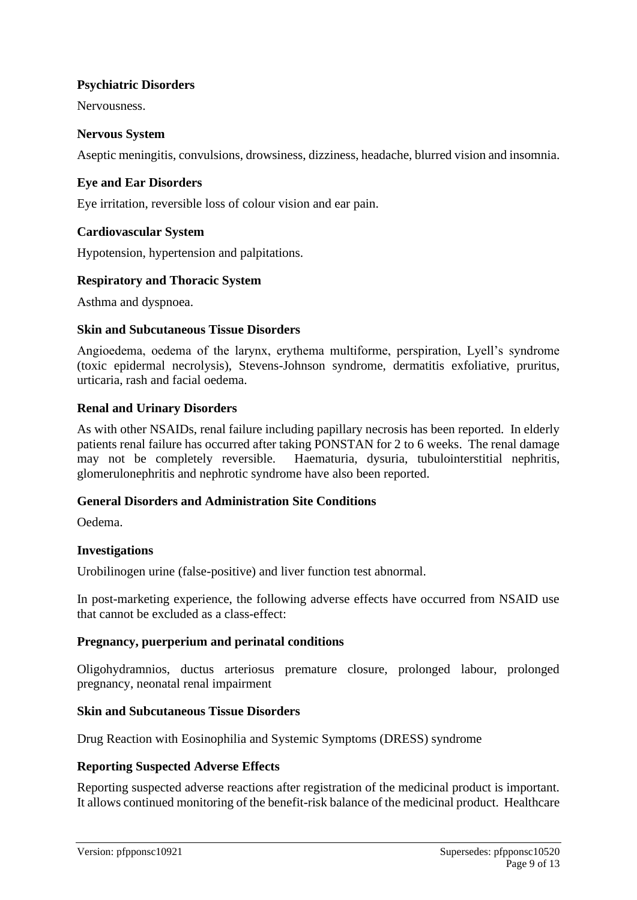**Psychiatric Disorders**

Nervousness.

**Nervous System**

Aseptic meningitis, convulsions, drowsiness, dizziness, headache, blurred vision and insomnia.

**Eye and Ear Disorders**

Eye irritation, reversible loss of colour vision and ear pain.

**Cardiovascular System**

Hypotension, hypertension and palpitations.

**Respiratory and Thoracic System**

Asthma and dyspnoea.

**Skin and Subcutaneous Tissue Disorders**

Angioedema, oedema of the larynx, erythema multiforme, perspiration, Lyell's syndrome (toxic epidermal necrolysis), Stevens-Johnson syndrome, dermatitis exfoliative, pruritus, urticaria, rash and facial oedema.

**Renal and Urinary Disorders**

As with other NSAIDs, renal failure including papillary necrosis has been reported. In elderly patients renal failure has occurred after taking PONSTAN for 2 to 6 weeks. The renal damage may not be completely reversible. Haematuria, dysuria, tubulointerstitial nephritis, glomerulonephritis and nephrotic syndrome have also been reported.

**General Disorders and Administration Site Conditions**

Oedema.

**Investigations**

Urobilinogen urine (false-positive) and liver function test abnormal.

In post-marketing experience, the following adverse effects have occurred from NSAID use that cannot be excluded as a class-effect:

**Pregnancy, puerperium and perinatal conditions**

Oligohydramnios, ductus arteriosus premature closure, prolonged labour, prolonged pregnancy, neonatal renal impairment

**Skin and Subcutaneous Tissue Disorders**

Drug Reaction with Eosinophilia and Systemic Symptoms (DRESS) syndrome

**Reporting Suspected Adverse Effects**

Reporting suspected adverse reactions after registration of the medicinal product is important. It allows continued monitoring of the benefit-risk balance of the medicinal product. Healthcare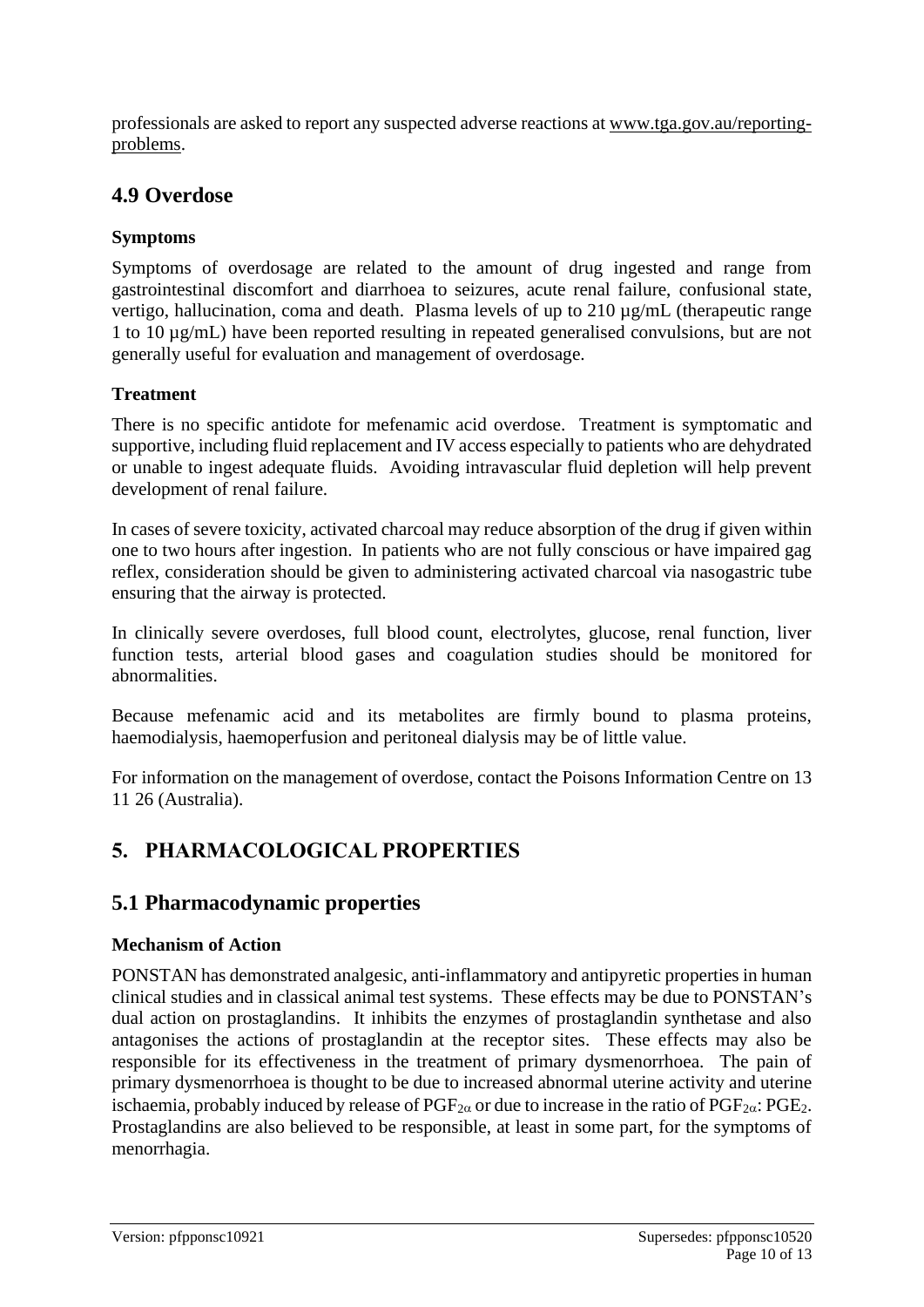professionals are asked to report any suspected adverse reactions at www.tga.gov.au/reporting-problems.

## 4.9 Overdose

### Symptoms

Symptoms of overdosage are related to the amount of drug ingested and range from gastrointestinal discomfort and diarrhoea to seizures, acute renal failure, confusional state, vertigo, hallucination, coma and death. Plasma levels of up to 210 µg/mL (therapeutic range 1 to 10 µg/mL) have been reported resulting in repeated generalised convulsions, but are not generally useful for evaluation and management of overdosage.

### Treatment

There is no specific antidote for mefenamic acid overdose. Treatment is symptomatic and supportive, including fluid replacement and IV access especially to patients who are dehydrated or unable to ingest adequate fluids. Avoiding intravascular fluid depletion will help prevent development of renal failure.

In cases of severe toxicity, activated charcoal may reduce absorption of the drug if given within one to two hours after ingestion. In patients who are not fully conscious or have impaired gag reflex, consideration should be given to administering activated charcoal via nasogastric tube ensuring that the airway is protected.

In clinically severe overdoses, full blood count, electrolytes, glucose, renal function, liver function tests, arterial blood gases and coagulation studies should be monitored for abnormalities.

Because mefenamic acid and its metabolites are firmly bound to plasma proteins, haemodialysis, haemoperfusion and peritoneal dialysis may be of little value.

For information on the management of overdose, contact the Poisons Information Centre on 13 11 26 (Australia).

# 5. PHARMACOLOGICAL PROPERTIES

## 5.1 Pharmacodynamic properties

### Mechanism of Action

PONSTAN has demonstrated analgesic, anti-inflammatory and antipyretic properties in human clinical studies and in classical animal test systems. These effects may be due to PONSTAN's dual action on prostaglandins. It inhibits the enzymes of prostaglandin synthetase and also antagonises the actions of prostaglandin at the receptor sites. These effects may also be responsible for its effectiveness in the treatment of primary dysmenorrhoea. The pain of primary dysmenorrhoea is thought to be due to increased abnormal uterine activity and uterine ischaemia, probably induced by release of $PGF_{2\alpha}$ or due to increase in the ratio of $PGF_{2\alpha}$: $PGE_2$. Prostaglandins are also believed to be responsible, at least in some part, for the symptoms of menorrhagia.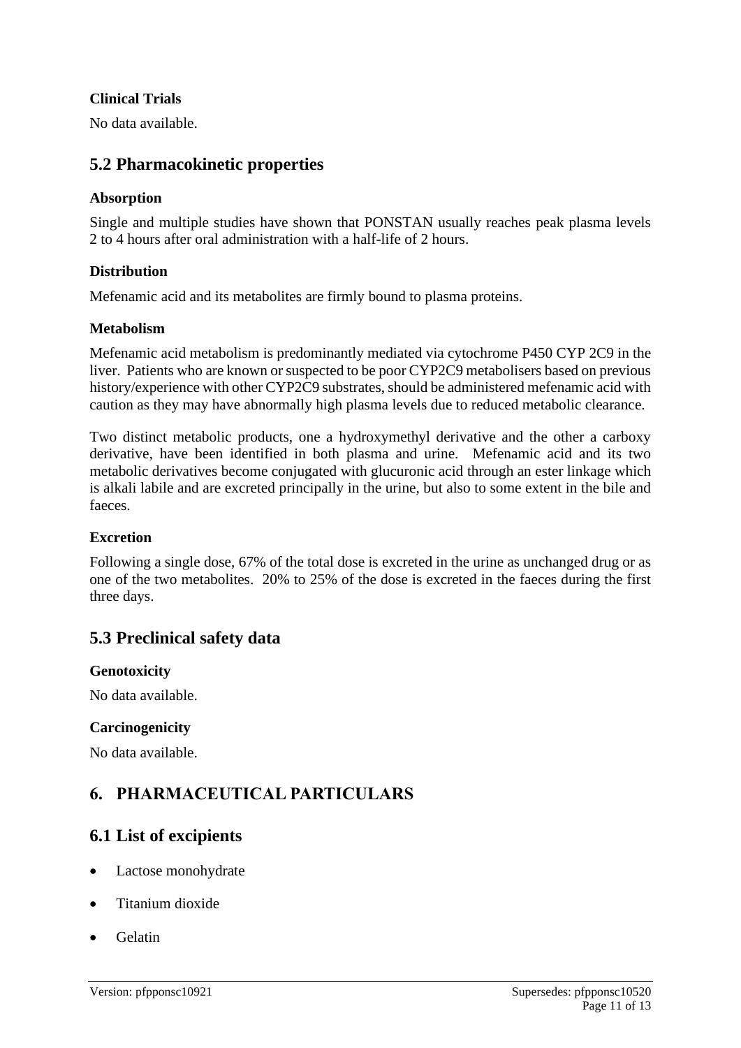### Clinical Trials

No data available.

## 5.2 Pharmacokinetic properties

### Absorption

Single and multiple studies have shown that PONSTAN usually reaches peak plasma levels 2 to 4 hours after oral administration with a half-life of 2 hours.

### Distribution

Mefenamic acid and its metabolites are firmly bound to plasma proteins.

### Metabolism

Mefenamic acid metabolism is predominantly mediated via cytochrome P450 CYP 2C9 in the liver. Patients who are known or suspected to be poor CYP2C9 metabolisers based on previous history/experience with other CYP2C9 substrates, should be administered mefenamic acid with caution as they may have abnormally high plasma levels due to reduced metabolic clearance.

Two distinct metabolic products, one a hydroxymethyl derivative and the other a carboxy derivative, have been identified in both plasma and urine. Mefenamic acid and its two metabolic derivatives become conjugated with glucuronic acid through an ester linkage which is alkali labile and are excreted principally in the urine, but also to some extent in the bile and faeces.

### Excretion

Following a single dose, 67% of the total dose is excreted in the urine as unchanged drug or as one of the two metabolites. 20% to 25% of the dose is excreted in the faeces during the first three days.

## 5.3 Preclinical safety data

### Genotoxicity

No data available.

### Carcinogenicity

No data available.

# 6. PHARMACEUTICAL PARTICULARS

## 6.1 List of excipients

- Lactose monohydrate
- Titanium dioxide
- Gelatin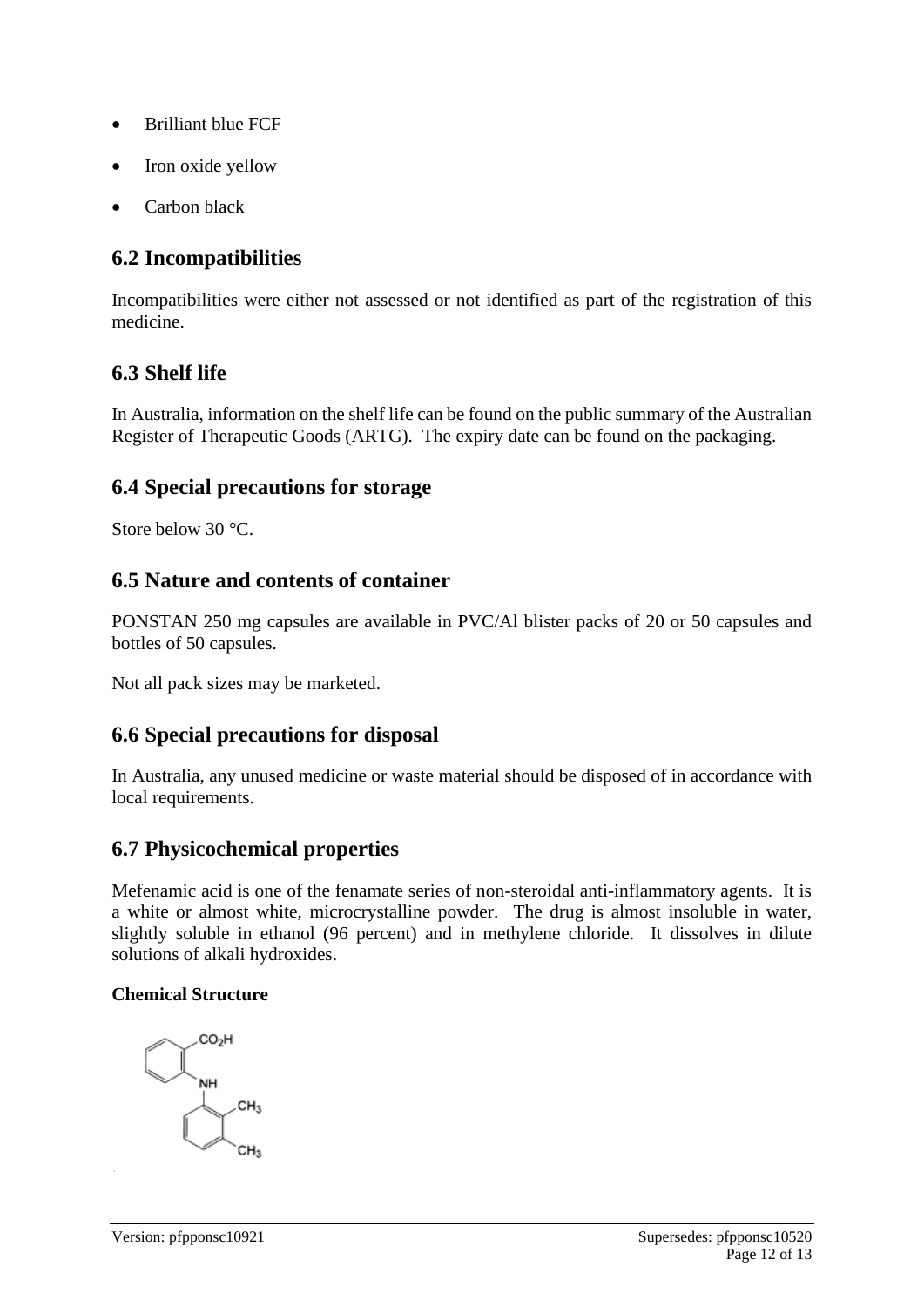- Brilliant blue FCF
- Iron oxide yellow
- Carbon black

## 6.2 Incompatibilities

Incompatibilities were either not assessed or not identified as part of the registration of this medicine.

## 6.3 Shelf life

In Australia, information on the shelf life can be found on the public summary of the Australian Register of Therapeutic Goods (ARTG). The expiry date can be found on the packaging.

## 6.4 Special precautions for storage

Store below 30 °C.

## 6.5 Nature and contents of container

PONSTAN 250 mg capsules are available in PVC/Al blister packs of 20 or 50 capsules and bottles of 50 capsules.

Not all pack sizes may be marketed.

## 6.6 Special precautions for disposal

In Australia, any unused medicine or waste material should be disposed of in accordance with local requirements.

## 6.7 Physicochemical properties

Mefenamic acid is one of the fenamate series of non-steroidal anti-inflammatory agents. It is a white or almost white, microcrystalline powder. The drug is almost insoluble in water, slightly soluble in ethanol (96 percent) and in methylene chloride. It dissolves in dilute solutions of alkali hydroxides.

**Chemical Structure**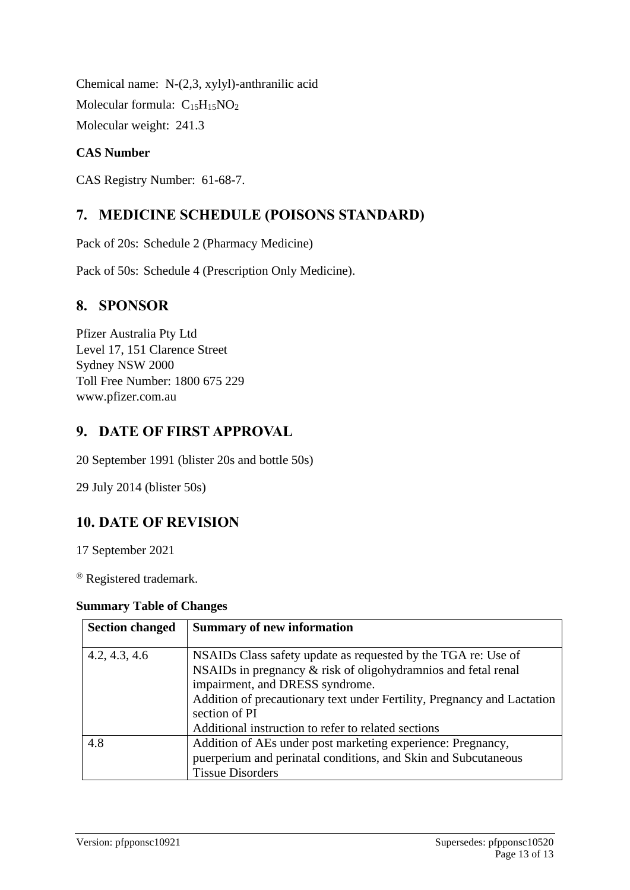Chemical name: N-(2,3, xylyl)-anthranilic acid

Molecular formula: $C_{15}H_{15}NO_2$

Molecular weight: 241.3

**CAS Number**

CAS Registry Number: 61-68-7.

## 7. MEDICINE SCHEDULE (POISONS STANDARD)

Pack of 20s: Schedule 2 (Pharmacy Medicine)

Pack of 50s: Schedule 4 (Prescription Only Medicine).

## 8. SPONSOR

Pfizer Australia Pty Ltd
Level 17, 151 Clarence Street
Sydney NSW 2000
Toll Free Number: 1800 675 229
www.pfizer.com.au

## 9. DATE OF FIRST APPROVAL

20 September 1991 (blister 20s and bottle 50s)

29 July 2014 (blister 50s)

## 10. DATE OF REVISION

17 September 2021

® Registered trademark.

**Summary Table of Changes**

| Section changed | Summary of new information |
|---|---|
| 4.2, 4.3, 4.6 | NSAIDs Class safety update as requested by the TGA re: Use of NSAIDs in pregnancy & risk of oligohydramnios and fetal renal impairment, and DRESS syndrome. Addition of precautionary text under Fertility, Pregnancy and Lactation section of PI Additional instruction to refer to related sections |
| 4.8 | Addition of AEs under post marketing experience: Pregnancy, puerperium and perinatal conditions, and Skin and Subcutaneous Tissue Disorders |

Version: pfpponsc10921 Supersedes: pfpponsc10520